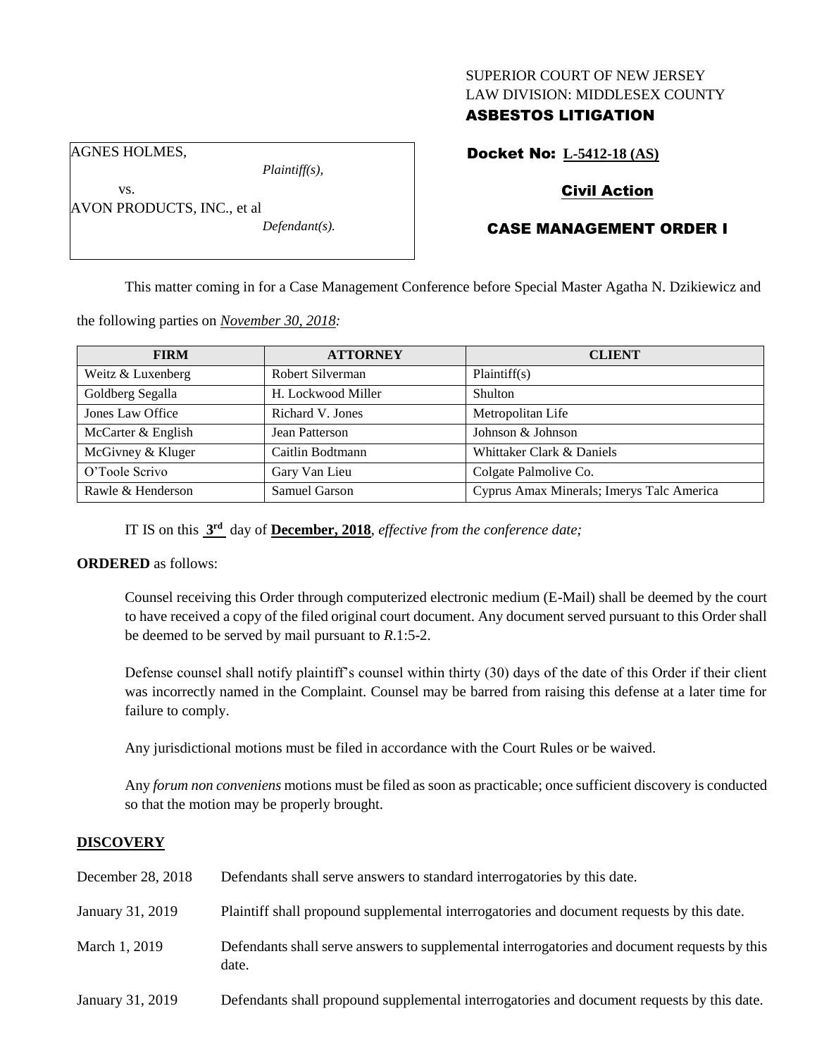SUPERIOR COURT OF NEW JERSEY
LAW DIVISION: MIDDLESEX COUNTY
**ASBESTOS LITIGATION**

AGNES HOLMES,
*Plaintiff(s),*
vs.
AVON PRODUCTS, INC., et al
*Defendant(s).*

**Docket No: L-5412-18 (AS)**

**Civil Action**

**CASE MANAGEMENT ORDER I**

This matter coming in for a Case Management Conference before Special Master Agatha N. Dzikiewicz and the following parties on *November 30, 2018:*

| FIRM | ATTORNEY | CLIENT |
|---|---|---|
| Weitz & Luxenberg | Robert Silverman | Plaintiff(s) |
| Goldberg Segalla | H. Lockwood Miller | Shulton |
| Jones Law Office | Richard V. Jones | Metropolitan Life |
| McCarter & English | Jean Patterson | Johnson & Johnson |
| McGivney & Kluger | Caitlin Bodtmann | Whittaker Clark & Daniels |
| O'Toole Scrivo | Gary Van Lieu | Colgate Palmolive Co. |
| Rawle & Henderson | Samuel Garson | Cyprus Amax Minerals; Imerys Talc America |

IT IS on this **3rd** day of **December, 2018**, *effective from the conference date;*

**ORDERED** as follows:

Counsel receiving this Order through computerized electronic medium (E-Mail) shall be deemed by the court to have received a copy of the filed original court document. Any document served pursuant to this Order shall be deemed to be served by mail pursuant to *R*.1:5-2.

Defense counsel shall notify plaintiff's counsel within thirty (30) days of the date of this Order if their client was incorrectly named in the Complaint. Counsel may be barred from raising this defense at a later time for failure to comply.

Any jurisdictional motions must be filed in accordance with the Court Rules or be waived.

Any *forum non conveniens* motions must be filed as soon as practicable; once sufficient discovery is conducted so that the motion may be properly brought.

**DISCOVERY**

December 28, 2018 — Defendants shall serve answers to standard interrogatories by this date.

January 31, 2019 — Plaintiff shall propound supplemental interrogatories and document requests by this date.

March 1, 2019 — Defendants shall serve answers to supplemental interrogatories and document requests by this date.

January 31, 2019 — Defendants shall propound supplemental interrogatories and document requests by this date.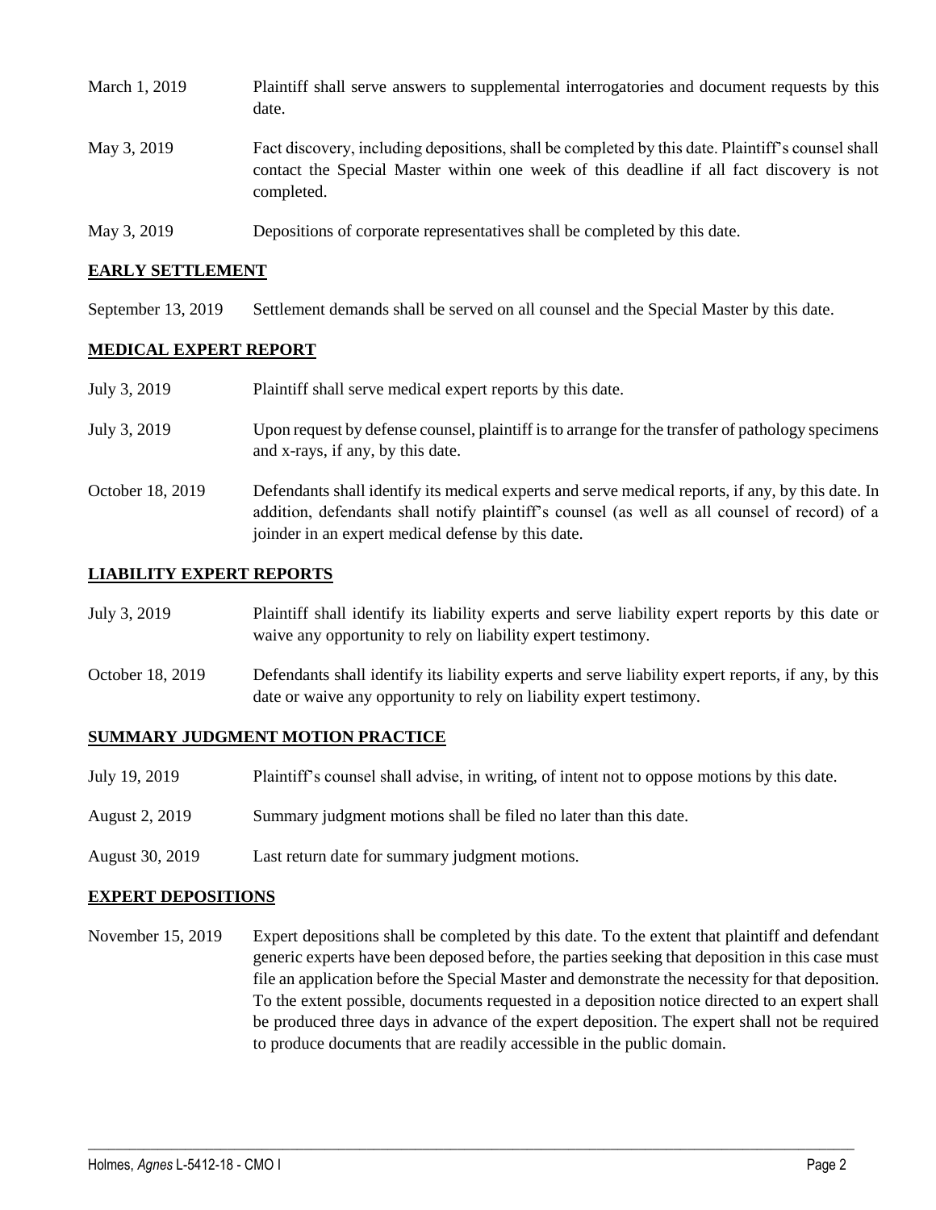| | |
|---|---|
| March 1, 2019 | Plaintiff shall serve answers to supplemental interrogatories and document requests by this date. |
| May 3, 2019 | Fact discovery, including depositions, shall be completed by this date. Plaintiff's counsel shall contact the Special Master within one week of this deadline if all fact discovery is not completed. |
| May 3, 2019 | Depositions of corporate representatives shall be completed by this date. |

## EARLY SETTLEMENT

| | |
|---|---|
| September 13, 2019 | Settlement demands shall be served on all counsel and the Special Master by this date. |

## MEDICAL EXPERT REPORT

| | |
|---|---|
| July 3, 2019 | Plaintiff shall serve medical expert reports by this date. |
| July 3, 2019 | Upon request by defense counsel, plaintiff is to arrange for the transfer of pathology specimens and x-rays, if any, by this date. |
| October 18, 2019 | Defendants shall identify its medical experts and serve medical reports, if any, by this date. In addition, defendants shall notify plaintiff's counsel (as well as all counsel of record) of a joinder in an expert medical defense by this date. |

## LIABILITY EXPERT REPORTS

| | |
|---|---|
| July 3, 2019 | Plaintiff shall identify its liability experts and serve liability expert reports by this date or waive any opportunity to rely on liability expert testimony. |
| October 18, 2019 | Defendants shall identify its liability experts and serve liability expert reports, if any, by this date or waive any opportunity to rely on liability expert testimony. |

## SUMMARY JUDGMENT MOTION PRACTICE

| | |
|---|---|
| July 19, 2019 | Plaintiff's counsel shall advise, in writing, of intent not to oppose motions by this date. |
| August 2, 2019 | Summary judgment motions shall be filed no later than this date. |
| August 30, 2019 | Last return date for summary judgment motions. |

## EXPERT DEPOSITIONS

| | |
|---|---|
| November 15, 2019 | Expert depositions shall be completed by this date. To the extent that plaintiff and defendant generic experts have been deposed before, the parties seeking that deposition in this case must file an application before the Special Master and demonstrate the necessity for that deposition. To the extent possible, documents requested in a deposition notice directed to an expert shall be produced three days in advance of the expert deposition. The expert shall not be required to produce documents that are readily accessible in the public domain. |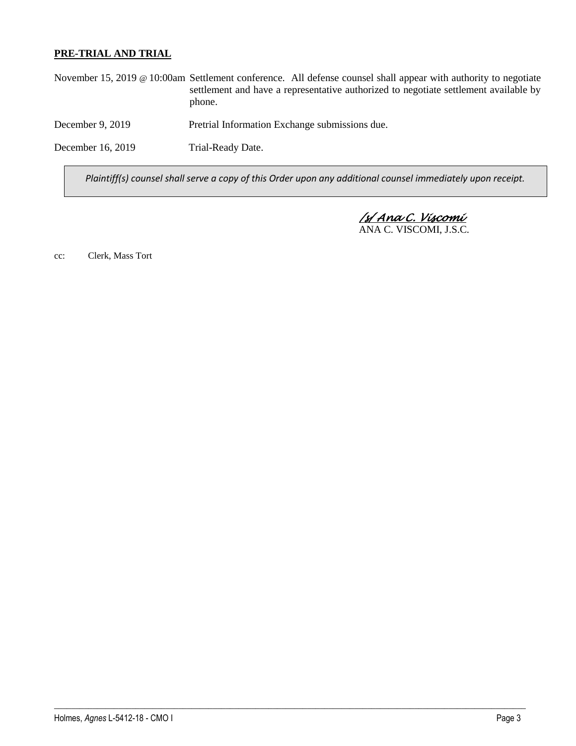**PRE-TRIAL AND TRIAL**

| | |
|---|---|
| November 15, 2019 @ 10:00am | Settlement conference. All defense counsel shall appear with authority to negotiate settlement and have a representative authorized to negotiate settlement available by phone. |
| December 9, 2019 | Pretrial Information Exchange submissions due. |
| December 16, 2019 | Trial-Ready Date. |

*Plaintiff(s) counsel shall serve a copy of this Order upon any additional counsel immediately upon receipt.*

/s/ Ana C. Viscomi

ANA C. VISCOMI, J.S.C.

cc: Clerk, Mass Tort